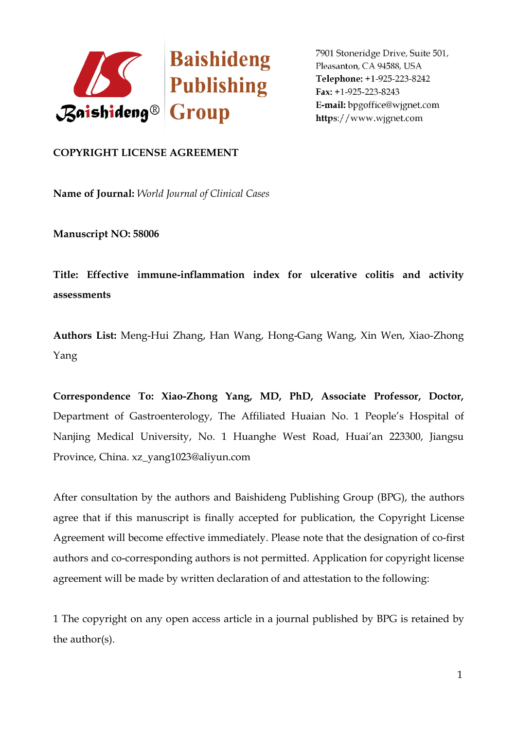Baishideng Publishing Group

7901 Stoneridge Drive, Suite 501,
Pleasanton, CA 94588, USA
**Telephone:** +1-925-223-8242
**Fax:** +1-925-223-8243
**E-mail:** bpgoffice@wjgnet.com
**https**://www.wjgnet.com

**COPYRIGHT LICENSE AGREEMENT**

**Name of Journal:** *World Journal of Clinical Cases*

**Manuscript NO: 58006**

**Title: Effective immune-inflammation index for ulcerative colitis and activity assessments**

**Authors List:** Meng-Hui Zhang, Han Wang, Hong-Gang Wang, Xin Wen, Xiao-Zhong Yang

**Correspondence To: Xiao-Zhong Yang, MD, PhD, Associate Professor, Doctor,** Department of Gastroenterology, The Affiliated Huaian No. 1 People's Hospital of Nanjing Medical University, No. 1 Huanghe West Road, Huai'an 223300, Jiangsu Province, China. xz_yang1023@aliyun.com

After consultation by the authors and Baishideng Publishing Group (BPG), the authors agree that if this manuscript is finally accepted for publication, the Copyright License Agreement will become effective immediately. Please note that the designation of co-first authors and co-corresponding authors is not permitted. Application for copyright license agreement will be made by written declaration of and attestation to the following:

1 The copyright on any open access article in a journal published by BPG is retained by the author(s).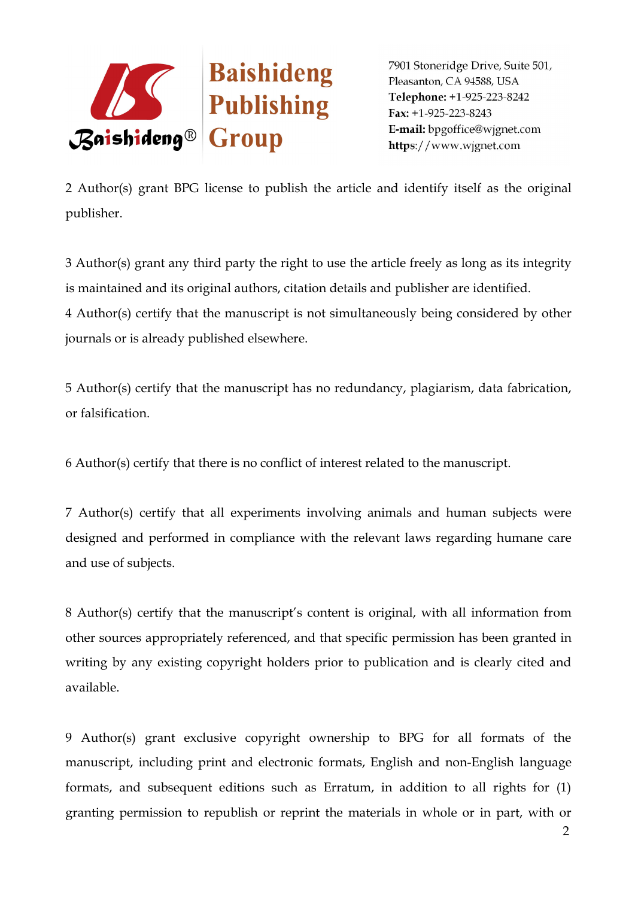2 Author(s) grant BPG license to publish the article and identify itself as the original publisher.

3 Author(s) grant any third party the right to use the article freely as long as its integrity is maintained and its original authors, citation details and publisher are identified.

4 Author(s) certify that the manuscript is not simultaneously being considered by other journals or is already published elsewhere.

5 Author(s) certify that the manuscript has no redundancy, plagiarism, data fabrication, or falsification.

6 Author(s) certify that there is no conflict of interest related to the manuscript.

7 Author(s) certify that all experiments involving animals and human subjects were designed and performed in compliance with the relevant laws regarding humane care and use of subjects.

8 Author(s) certify that the manuscript's content is original, with all information from other sources appropriately referenced, and that specific permission has been granted in writing by any existing copyright holders prior to publication and is clearly cited and available.

9 Author(s) grant exclusive copyright ownership to BPG for all formats of the manuscript, including print and electronic formats, English and non-English language formats, and subsequent editions such as Erratum, in addition to all rights for (1) granting permission to republish or reprint the materials in whole or in part, with or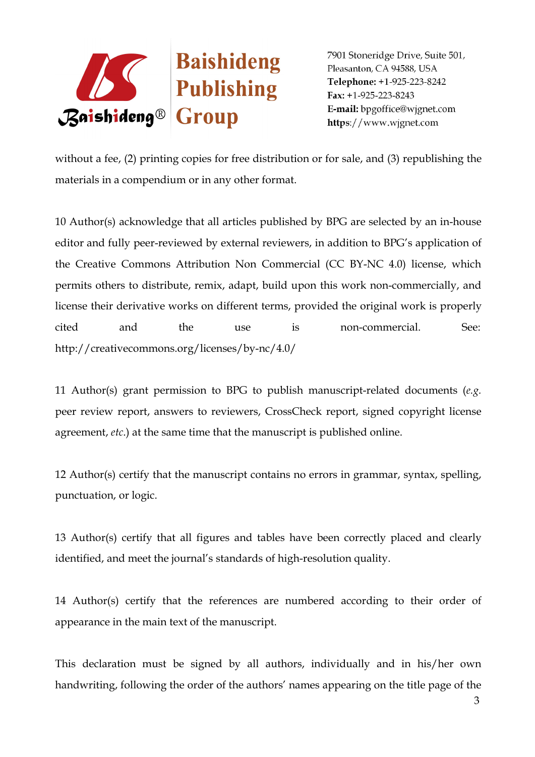without a fee, (2) printing copies for free distribution or for sale, and (3) republishing the materials in a compendium or in any other format.

10 Author(s) acknowledge that all articles published by BPG are selected by an in-house editor and fully peer-reviewed by external reviewers, in addition to BPG's application of the Creative Commons Attribution Non Commercial (CC BY-NC 4.0) license, which permits others to distribute, remix, adapt, build upon this work non-commercially, and license their derivative works on different terms, provided the original work is properly cited and the use is non-commercial. See: http://creativecommons.org/licenses/by-nc/4.0/

11 Author(s) grant permission to BPG to publish manuscript-related documents (*e.g.* peer review report, answers to reviewers, CrossCheck report, signed copyright license agreement, *etc.*) at the same time that the manuscript is published online.

12 Author(s) certify that the manuscript contains no errors in grammar, syntax, spelling, punctuation, or logic.

13 Author(s) certify that all figures and tables have been correctly placed and clearly identified, and meet the journal's standards of high-resolution quality.

14 Author(s) certify that the references are numbered according to their order of appearance in the main text of the manuscript.

This declaration must be signed by all authors, individually and in his/her own handwriting, following the order of the authors' names appearing on the title page of the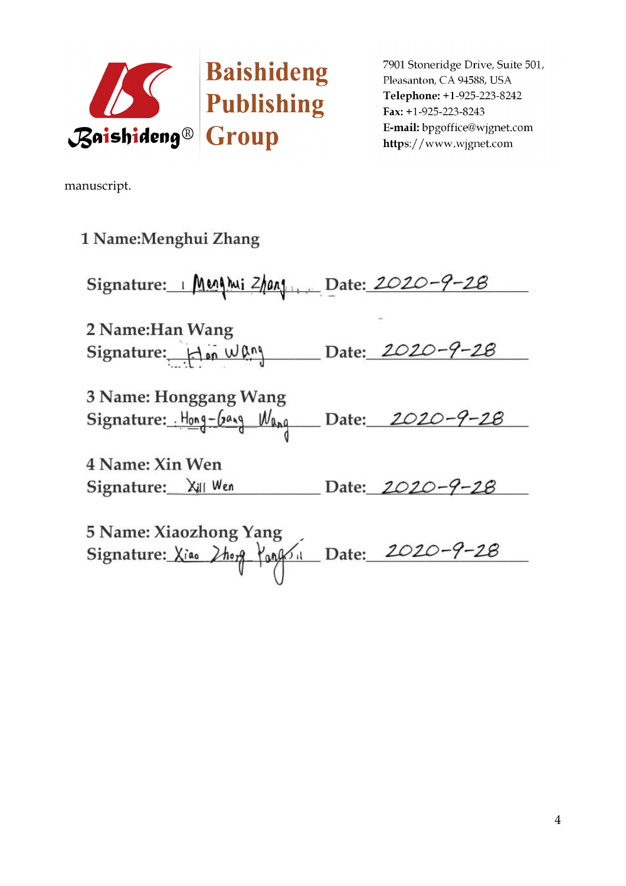manuscript.

1 Name:Menghui Zhang

Signature: Menghui Zhang Date: 2020-9-28

2 Name:Han Wang

Signature: Han Wang Date: 2020-9-28

3 Name: Honggang Wang

Signature: Hong-Gang Wang Date: 2020-9-28

4 Name: Xin Wen

Signature: Xin Wen Date: 2020-9-28

5 Name: Xiaozhong Yang

Signature: Xiao Zhong Yang Date: 2020-9-28